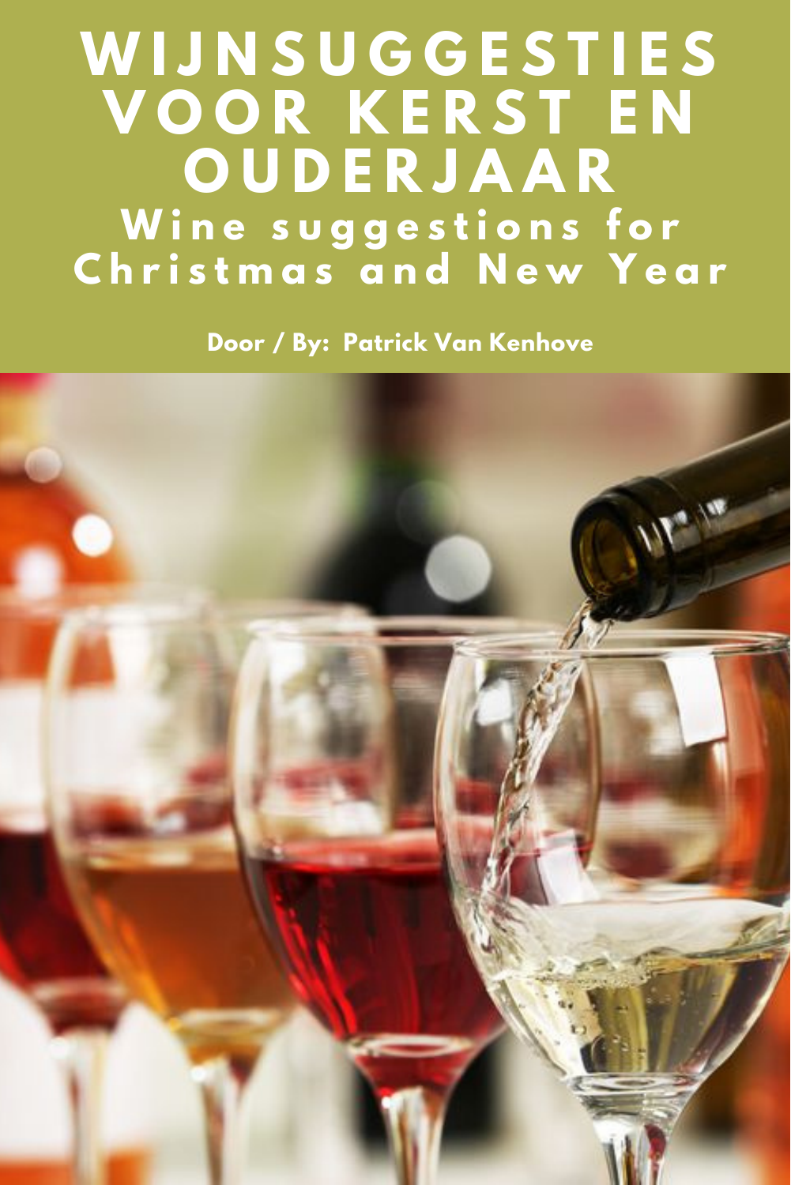# WIJNSUGGESTIES VOOR KERST EN OUDERJAAR

## Wine suggestions for Christmas and New Year

**Door / By: Patrick Van Kenhove**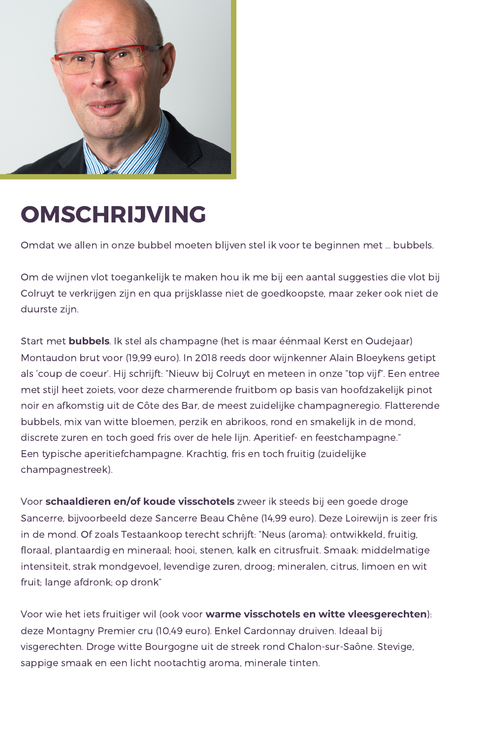# OMSCHRIJVING

Omdat we allen in onze bubbel moeten blijven stel ik voor te beginnen met … bubbels.

Om de wijnen vlot toegankelijk te maken hou ik me bij een aantal suggesties die vlot bij Colruyt te verkrijgen zijn en qua prijsklasse niet de goedkoopste, maar zeker ook niet de duurste zijn.

Start met **bubbels**. Ik stel als champagne (het is maar éénmaal Kerst en Oudejaar) Montaudon brut voor (19,99 euro). In 2018 reeds door wijnkenner Alain Bloeykens getipt als 'coup de coeur'. Hij schrijft: "Nieuw bij Colruyt en meteen in onze "top vijf". Een entree met stijl heet zoiets, voor deze charmerende fruitbom op basis van hoofdzakelijk pinot noir en afkomstig uit de Côte des Bar, de meest zuidelijke champagneregio. Flatterende bubbels, mix van witte bloemen, perzik en abrikoos, rond en smakelijk in de mond, discrete zuren en toch goed fris over de hele lijn. Aperitief- en feestchampagne."
Een typische aperitiefchampagne. Krachtig, fris en toch fruitig (zuidelijke champagnestreek).

Voor **schaaldieren en/of koude visschotels** zweer ik steeds bij een goede droge Sancerre, bijvoorbeeld deze Sancerre Beau Chêne (14,99 euro). Deze Loirewijn is zeer fris in de mond. Of zoals Testaankoop terecht schrijft: "Neus (aroma): ontwikkeld, fruitig, floraal, plantaardig en mineraal; hooi, stenen, kalk en citrusfruit. Smaak: middelmatige intensiteit, strak mondgevoel, levendige zuren, droog; mineralen, citrus, limoen en wit fruit; lange afdronk; op dronk"

Voor wie het iets fruitiger wil (ook voor **warme visschotels en witte vleesgerechten**): deze Montagny Premier cru (10,49 euro). Enkel Cardonnay druiven. Ideaal bij visgerechten. Droge witte Bourgogne uit de streek rond Chalon-sur-Saône. Stevige, sappige smaak en een licht nootachtig aroma, minerale tinten.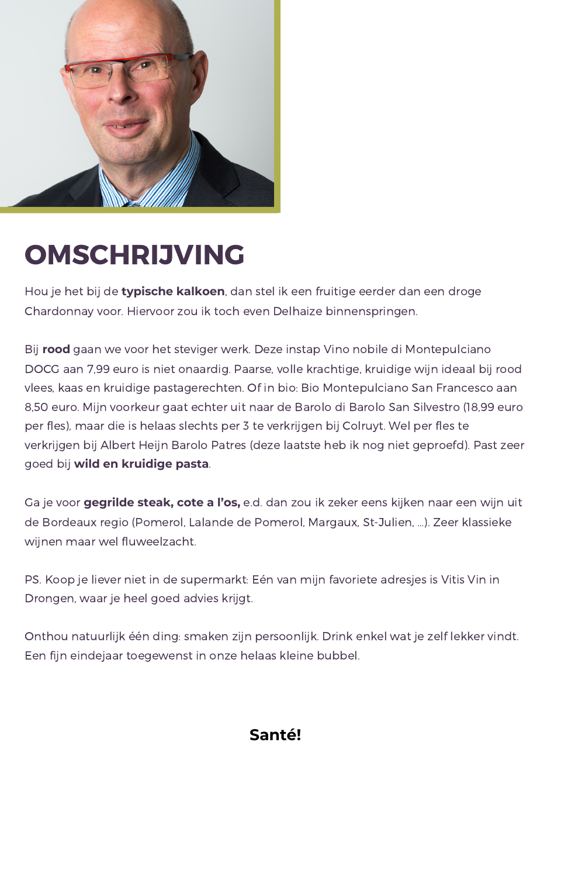# OMSCHRIJVING

Hou je het bij de **typische kalkoen**, dan stel ik een fruitige eerder dan een droge Chardonnay voor. Hiervoor zou ik toch even Delhaize binnenspringen.

Bij **rood** gaan we voor het steviger werk. Deze instap Vino nobile di Montepulciano DOCG aan 7,99 euro is niet onaardig. Paarse, volle krachtige, kruidige wijn ideaal bij rood vlees, kaas en kruidige pastagerechten. Of in bio: Bio Montepulciano San Francesco aan 8,50 euro. Mijn voorkeur gaat echter uit naar de Barolo di Barolo San Silvestro (18,99 euro per fles), maar die is helaas slechts per 3 te verkrijgen bij Colruyt. Wel per fles te verkrijgen bij Albert Heijn Barolo Patres (deze laatste heb ik nog niet geproefd). Past zeer goed bij **wild en kruidige pasta**.

Ga je voor **gegrilde steak, cote a l'os,** e.d. dan zou ik zeker eens kijken naar een wijn uit de Bordeaux regio (Pomerol, Lalande de Pomerol, Margaux, St-Julien, ...). Zeer klassieke wijnen maar wel fluweelzacht.

PS. Koop je liever niet in de supermarkt: Eén van mijn favoriete adresjes is Vitis Vin in Drongen, waar je heel goed advies krijgt.

Onthou natuurlijk één ding: smaken zijn persoonlijk. Drink enkel wat je zelf lekker vindt. Een fijn eindejaar toegewenst in onze helaas kleine bubbel.

**Santé!**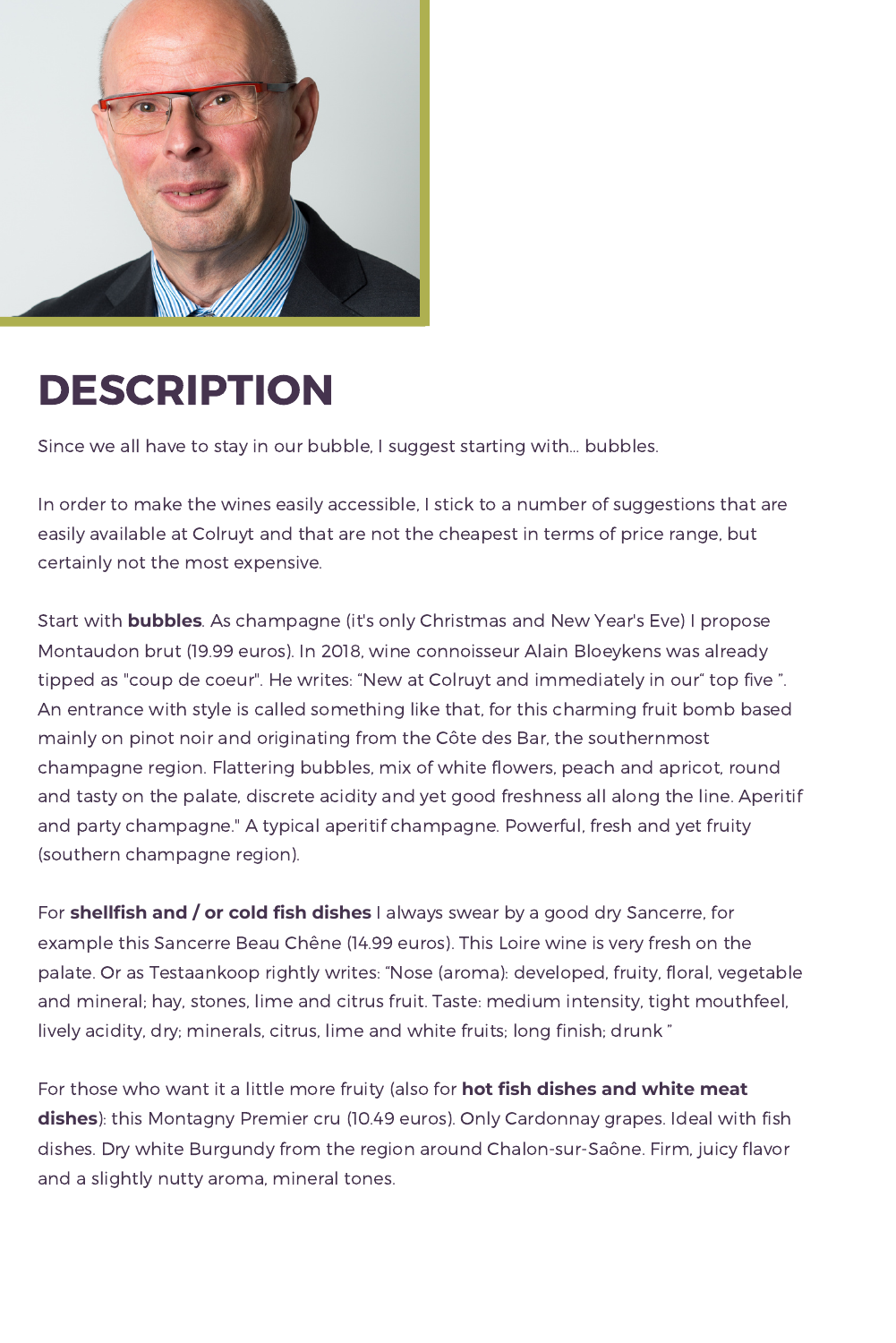# DESCRIPTION

Since we all have to stay in our bubble, I suggest starting with... bubbles.

In order to make the wines easily accessible, I stick to a number of suggestions that are easily available at Colruyt and that are not the cheapest in terms of price range, but certainly not the most expensive.

Start with **bubbles**. As champagne (it's only Christmas and New Year's Eve) I propose Montaudon brut (19.99 euros). In 2018, wine connoisseur Alain Bloeykens was already tipped as "coup de coeur". He writes: "New at Colruyt and immediately in our" top five ". An entrance with style is called something like that, for this charming fruit bomb based mainly on pinot noir and originating from the Côte des Bar, the southernmost champagne region. Flattering bubbles, mix of white flowers, peach and apricot, round and tasty on the palate, discrete acidity and yet good freshness all along the line. Aperitif and party champagne." A typical aperitif champagne. Powerful, fresh and yet fruity (southern champagne region).

For **shellfish and / or cold fish dishes** I always swear by a good dry Sancerre, for example this Sancerre Beau Chêne (14.99 euros). This Loire wine is very fresh on the palate. Or as Testaankoop rightly writes: "Nose (aroma): developed, fruity, floral, vegetable and mineral; hay, stones, lime and citrus fruit. Taste: medium intensity, tight mouthfeel, lively acidity, dry; minerals, citrus, lime and white fruits; long finish; drunk "

For those who want it a little more fruity (also for **hot fish dishes and white meat dishes**): this Montagny Premier cru (10.49 euros). Only Cardonnay grapes. Ideal with fish dishes. Dry white Burgundy from the region around Chalon-sur-Saône. Firm, juicy flavor and a slightly nutty aroma, mineral tones.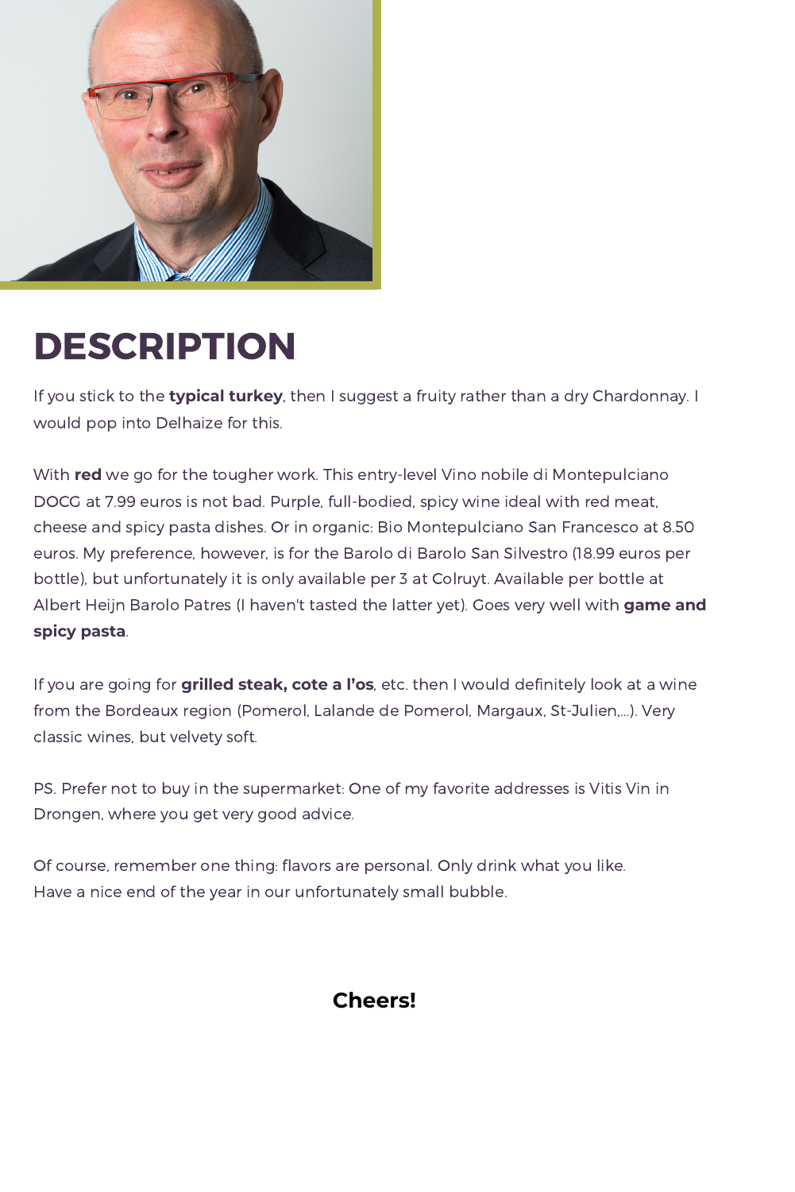# DESCRIPTION

If you stick to the **typical turkey**, then I suggest a fruity rather than a dry Chardonnay. I would pop into Delhaize for this.

With **red** we go for the tougher work. This entry-level Vino nobile di Montepulciano DOCG at 7.99 euros is not bad. Purple, full-bodied, spicy wine ideal with red meat, cheese and spicy pasta dishes. Or in organic: Bio Montepulciano San Francesco at 8.50 euros. My preference, however, is for the Barolo di Barolo San Silvestro (18.99 euros per bottle), but unfortunately it is only available per 3 at Colruyt. Available per bottle at Albert Heijn Barolo Patres (I haven't tasted the latter yet). Goes very well with **game and spicy pasta**.

If you are going for **grilled steak, cote a l'os**, etc. then I would definitely look at a wine from the Bordeaux region (Pomerol, Lalande de Pomerol, Margaux, St-Julien,...). Very classic wines, but velvety soft.

PS. Prefer not to buy in the supermarket: One of my favorite addresses is Vitis Vin in Drongen, where you get very good advice.

Of course, remember one thing: flavors are personal. Only drink what you like.
Have a nice end of the year in our unfortunately small bubble.

**Cheers!**